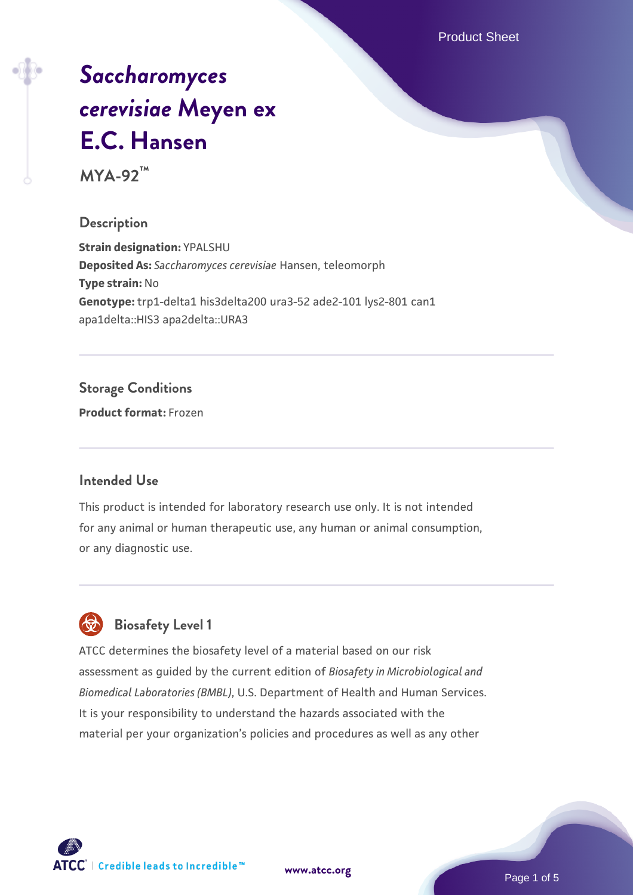# *Saccharomyces cerevisiae* Meyen ex E.C. Hansen

**MYA-92™**

## Description

**Strain designation:** YPALSHU
**Deposited As:** *Saccharomyces cerevisiae* Hansen, teleomorph
**Type strain:** No
**Genotype:** trp1-delta1 his3delta200 ura3-52 ade2-101 lys2-801 can1 apa1delta::HIS3 apa2delta::URA3

## Storage Conditions

**Product format:** Frozen

## Intended Use

This product is intended for laboratory research use only. It is not intended for any animal or human therapeutic use, any human or animal consumption, or any diagnostic use.

## Biosafety Level 1

ATCC determines the biosafety level of a material based on our risk assessment as guided by the current edition of *Biosafety in Microbiological and Biomedical Laboratories (BMBL)*, U.S. Department of Health and Human Services. It is your responsibility to understand the hazards associated with the material per your organization's policies and procedures as well as any other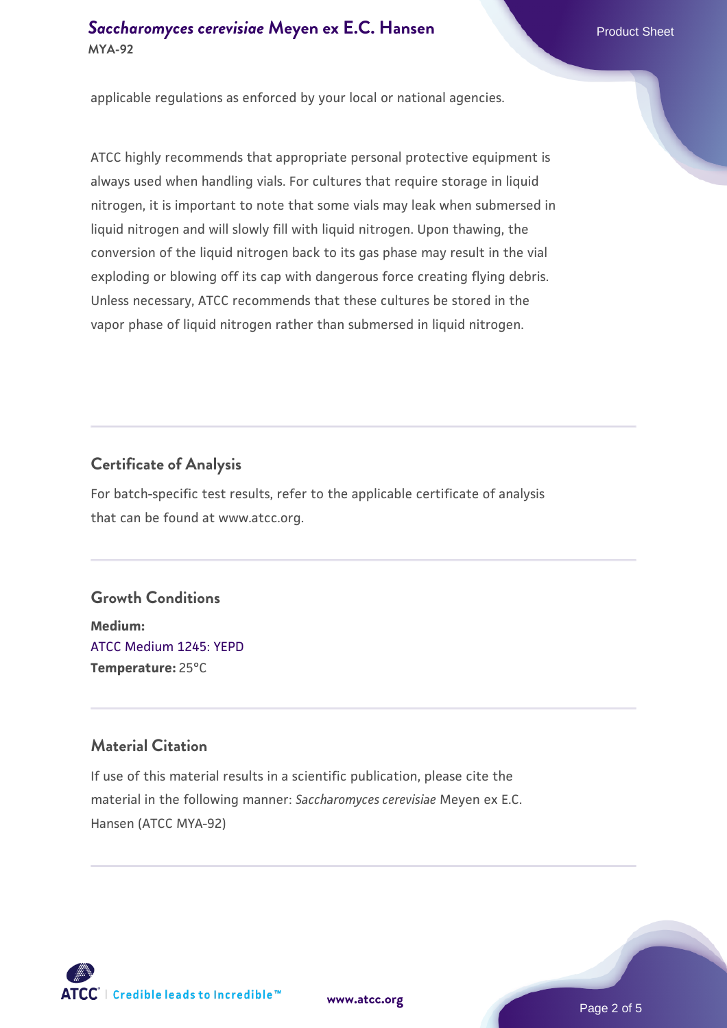applicable regulations as enforced by your local or national agencies.

ATCC highly recommends that appropriate personal protective equipment is always used when handling vials. For cultures that require storage in liquid nitrogen, it is important to note that some vials may leak when submersed in liquid nitrogen and will slowly fill with liquid nitrogen. Upon thawing, the conversion of the liquid nitrogen back to its gas phase may result in the vial exploding or blowing off its cap with dangerous force creating flying debris. Unless necessary, ATCC recommends that these cultures be stored in the vapor phase of liquid nitrogen rather than submersed in liquid nitrogen.

## Certificate of Analysis

For batch-specific test results, refer to the applicable certificate of analysis that can be found at www.atcc.org.

## Growth Conditions

**Medium:**
ATCC Medium 1245: YEPD
**Temperature:** 25°C

## Material Citation

If use of this material results in a scientific publication, please cite the material in the following manner: *Saccharomyces cerevisiae* Meyen ex E.C. Hansen (ATCC MYA-92)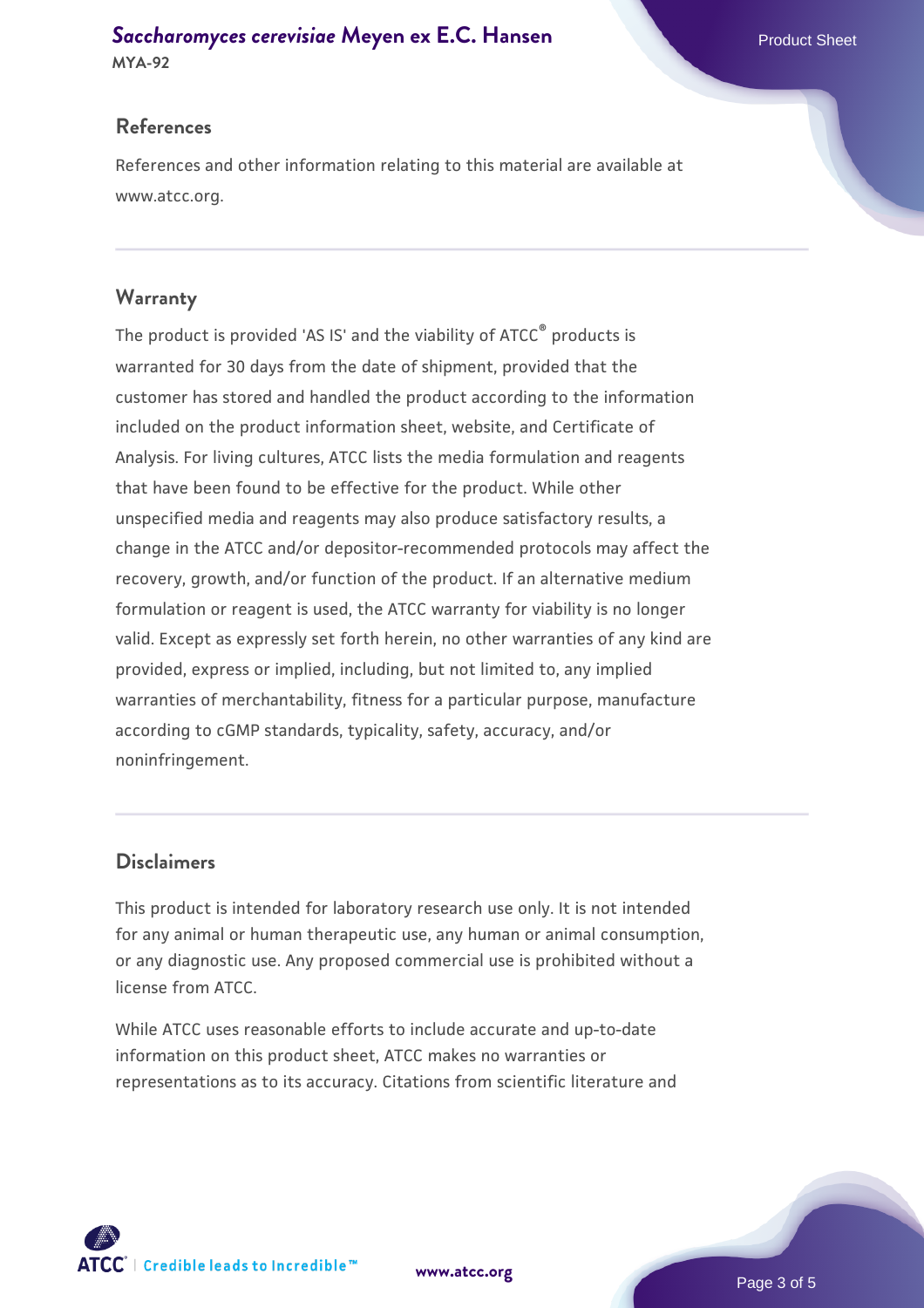## References

References and other information relating to this material are available at www.atcc.org.

## Warranty

The product is provided 'AS IS' and the viability of ATCC® products is warranted for 30 days from the date of shipment, provided that the customer has stored and handled the product according to the information included on the product information sheet, website, and Certificate of Analysis. For living cultures, ATCC lists the media formulation and reagents that have been found to be effective for the product. While other unspecified media and reagents may also produce satisfactory results, a change in the ATCC and/or depositor-recommended protocols may affect the recovery, growth, and/or function of the product. If an alternative medium formulation or reagent is used, the ATCC warranty for viability is no longer valid. Except as expressly set forth herein, no other warranties of any kind are provided, express or implied, including, but not limited to, any implied warranties of merchantability, fitness for a particular purpose, manufacture according to cGMP standards, typicality, safety, accuracy, and/or noninfringement.

## Disclaimers

This product is intended for laboratory research use only. It is not intended for any animal or human therapeutic use, any human or animal consumption, or any diagnostic use. Any proposed commercial use is prohibited without a license from ATCC.

While ATCC uses reasonable efforts to include accurate and up-to-date information on this product sheet, ATCC makes no warranties or representations as to its accuracy. Citations from scientific literature and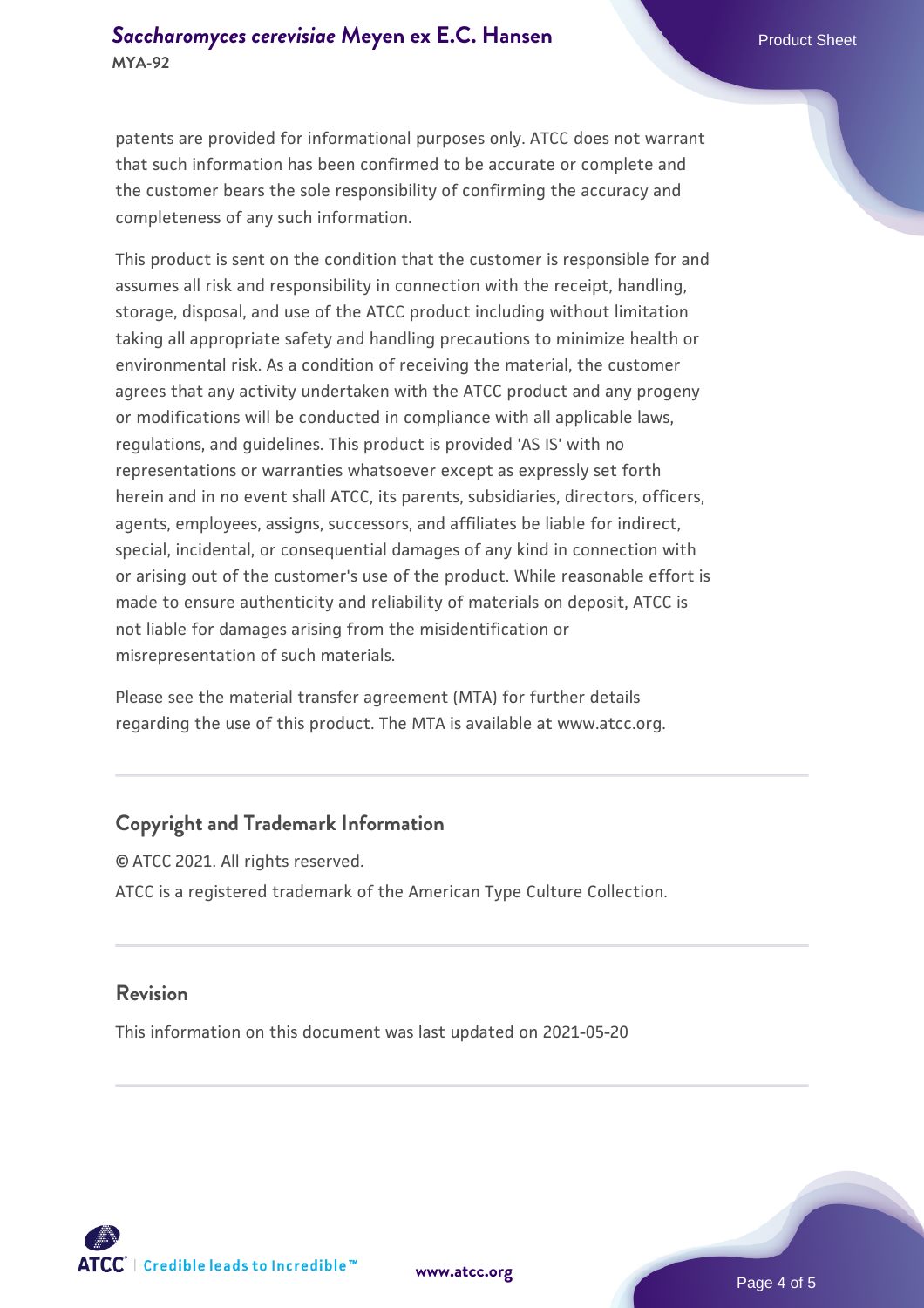patents are provided for informational purposes only. ATCC does not warrant that such information has been confirmed to be accurate or complete and the customer bears the sole responsibility of confirming the accuracy and completeness of any such information.

This product is sent on the condition that the customer is responsible for and assumes all risk and responsibility in connection with the receipt, handling, storage, disposal, and use of the ATCC product including without limitation taking all appropriate safety and handling precautions to minimize health or environmental risk. As a condition of receiving the material, the customer agrees that any activity undertaken with the ATCC product and any progeny or modifications will be conducted in compliance with all applicable laws, regulations, and guidelines. This product is provided 'AS IS' with no representations or warranties whatsoever except as expressly set forth herein and in no event shall ATCC, its parents, subsidiaries, directors, officers, agents, employees, assigns, successors, and affiliates be liable for indirect, special, incidental, or consequential damages of any kind in connection with or arising out of the customer's use of the product. While reasonable effort is made to ensure authenticity and reliability of materials on deposit, ATCC is not liable for damages arising from the misidentification or misrepresentation of such materials.

Please see the material transfer agreement (MTA) for further details regarding the use of this product. The MTA is available at www.atcc.org.

## Copyright and Trademark Information

© ATCC 2021. All rights reserved.

ATCC is a registered trademark of the American Type Culture Collection.

## Revision

This information on this document was last updated on 2021-05-20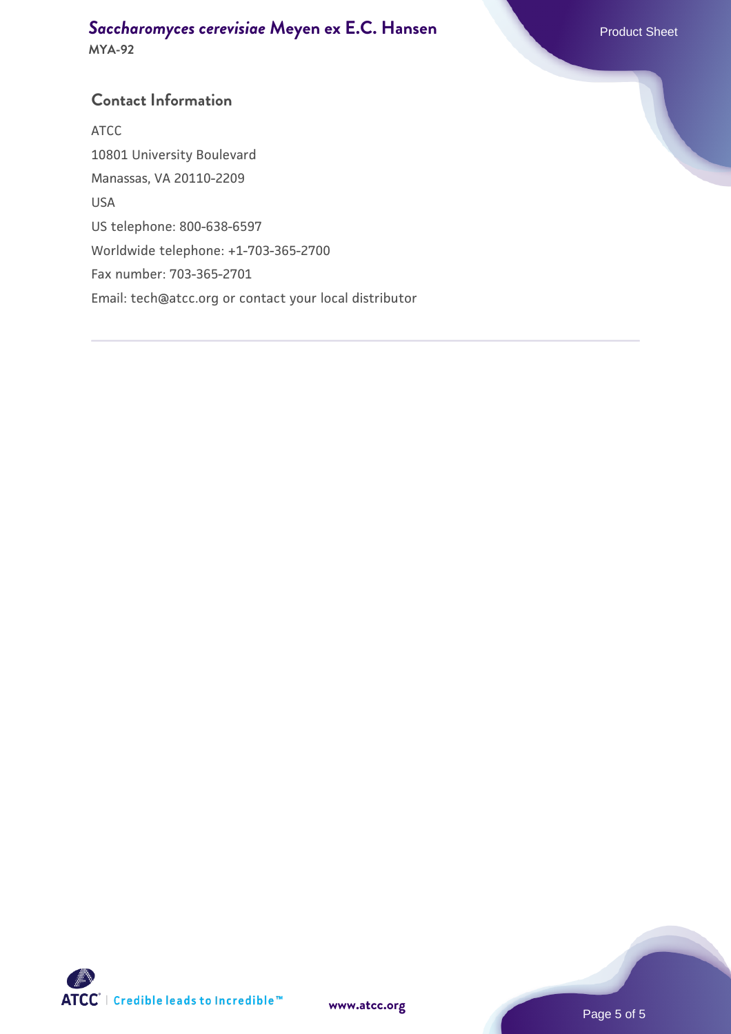## Contact Information

ATCC

10801 University Boulevard

Manassas, VA 20110-2209

USA

US telephone: 800-638-6597

Worldwide telephone: +1-703-365-2700

Fax number: 703-365-2701

Email: tech@atcc.org or contact your local distributor